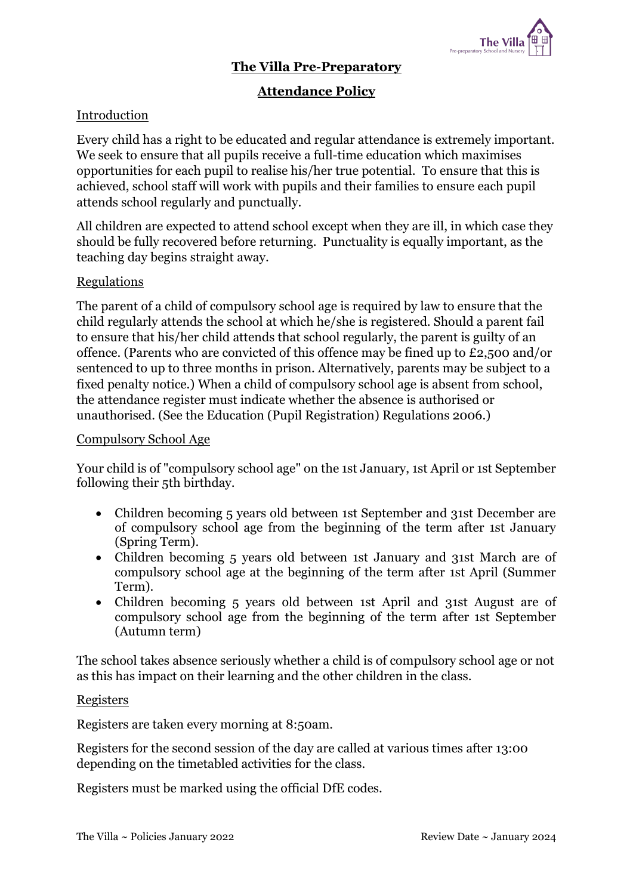# The Villa Pre-Preparatory

## Attendance Policy

### Introduction

Every child has a right to be educated and regular attendance is extremely important. We seek to ensure that all pupils receive a full-time education which maximises opportunities for each pupil to realise his/her true potential. To ensure that this is achieved, school staff will work with pupils and their families to ensure each pupil attends school regularly and punctually.

All children are expected to attend school except when they are ill, in which case they should be fully recovered before returning. Punctuality is equally important, as the teaching day begins straight away.

### Regulations

The parent of a child of compulsory school age is required by law to ensure that the child regularly attends the school at which he/she is registered. Should a parent fail to ensure that his/her child attends that school regularly, the parent is guilty of an offence. (Parents who are convicted of this offence may be fined up to £2,500 and/or sentenced to up to three months in prison. Alternatively, parents may be subject to a fixed penalty notice.) When a child of compulsory school age is absent from school, the attendance register must indicate whether the absence is authorised or unauthorised. (See the Education (Pupil Registration) Regulations 2006.)

### Compulsory School Age

Your child is of "compulsory school age" on the 1st January, 1st April or 1st September following their 5th birthday.

- Children becoming 5 years old between 1st September and 31st December are of compulsory school age from the beginning of the term after 1st January (Spring Term).
- Children becoming 5 years old between 1st January and 31st March are of compulsory school age at the beginning of the term after 1st April (Summer Term).
- Children becoming 5 years old between 1st April and 31st August are of compulsory school age from the beginning of the term after 1st September (Autumn term)

The school takes absence seriously whether a child is of compulsory school age or not as this has impact on their learning and the other children in the class.

### Registers

Registers are taken every morning at 8:50am.

Registers for the second session of the day are called at various times after 13:00 depending on the timetabled activities for the class.

Registers must be marked using the official DfE codes.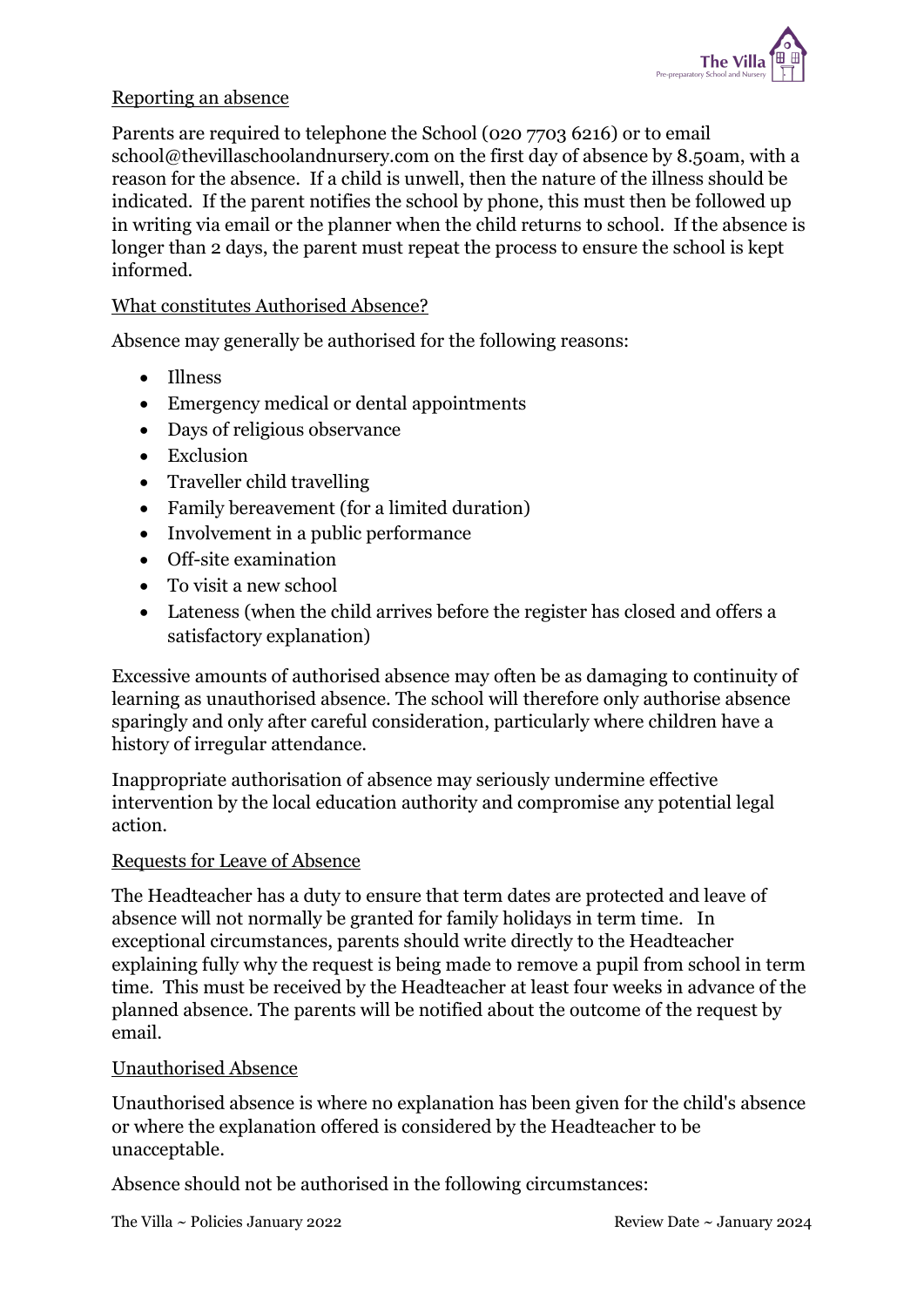## Reporting an absence

Parents are required to telephone the School (020 7703 6216) or to email school@thevillaschoolandnursery.com on the first day of absence by 8.50am, with a reason for the absence. If a child is unwell, then the nature of the illness should be indicated. If the parent notifies the school by phone, this must then be followed up in writing via email or the planner when the child returns to school. If the absence is longer than 2 days, the parent must repeat the process to ensure the school is kept informed.

## What constitutes Authorised Absence?

Absence may generally be authorised for the following reasons:

- Illness
- Emergency medical or dental appointments
- Days of religious observance
- Exclusion
- Traveller child travelling
- Family bereavement (for a limited duration)
- Involvement in a public performance
- Off-site examination
- To visit a new school
- Lateness (when the child arrives before the register has closed and offers a satisfactory explanation)

Excessive amounts of authorised absence may often be as damaging to continuity of learning as unauthorised absence. The school will therefore only authorise absence sparingly and only after careful consideration, particularly where children have a history of irregular attendance.

Inappropriate authorisation of absence may seriously undermine effective intervention by the local education authority and compromise any potential legal action.

## Requests for Leave of Absence

The Headteacher has a duty to ensure that term dates are protected and leave of absence will not normally be granted for family holidays in term time. In exceptional circumstances, parents should write directly to the Headteacher explaining fully why the request is being made to remove a pupil from school in term time. This must be received by the Headteacher at least four weeks in advance of the planned absence. The parents will be notified about the outcome of the request by email.

## Unauthorised Absence

Unauthorised absence is where no explanation has been given for the child's absence or where the explanation offered is considered by the Headteacher to be unacceptable.

Absence should not be authorised in the following circumstances: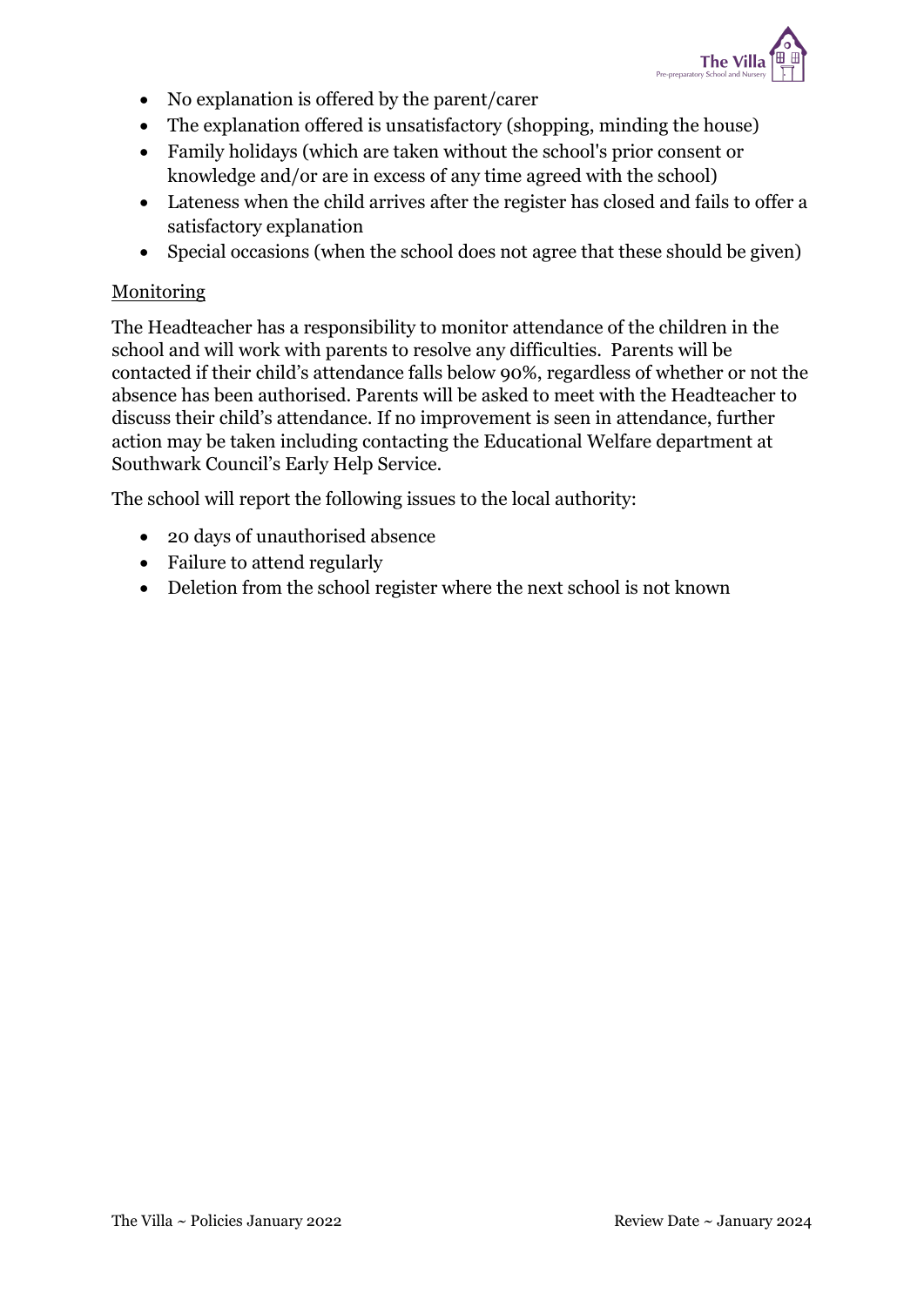- No explanation is offered by the parent/carer
- The explanation offered is unsatisfactory (shopping, minding the house)
- Family holidays (which are taken without the school's prior consent or knowledge and/or are in excess of any time agreed with the school)
- Lateness when the child arrives after the register has closed and fails to offer a satisfactory explanation
- Special occasions (when the school does not agree that these should be given)

<u>Monitoring</u>

The Headteacher has a responsibility to monitor attendance of the children in the school and will work with parents to resolve any difficulties. Parents will be contacted if their child's attendance falls below 90%, regardless of whether or not the absence has been authorised. Parents will be asked to meet with the Headteacher to discuss their child's attendance. If no improvement is seen in attendance, further action may be taken including contacting the Educational Welfare department at Southwark Council's Early Help Service.

The school will report the following issues to the local authority:

- 20 days of unauthorised absence
- Failure to attend regularly
- Deletion from the school register where the next school is not known